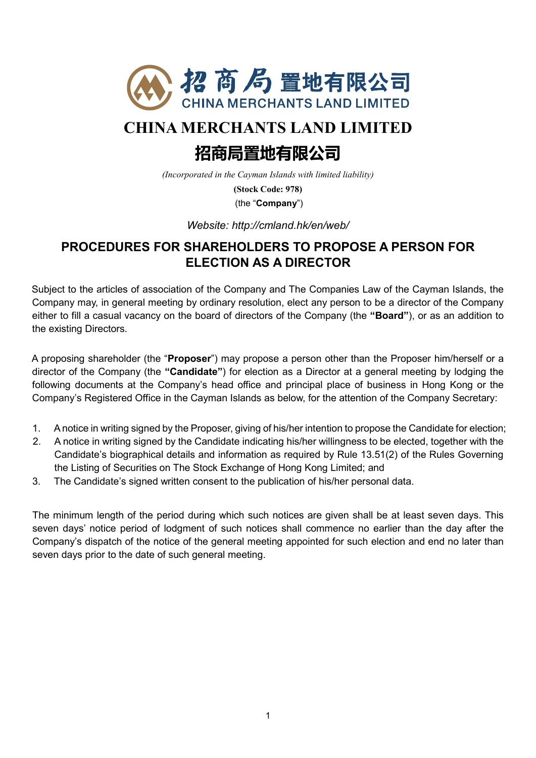招商局置地有限公司
CHINA MERCHANTS LAND LIMITED

# CHINA MERCHANTS LAND LIMITED

# 招商局置地有限公司

*(Incorporated in the Cayman Islands with limited liability)*

**(Stock Code: 978)**

(the "**Company**")

*Website: http://cmland.hk/en/web/*

## PROCEDURES FOR SHAREHOLDERS TO PROPOSE A PERSON FOR ELECTION AS A DIRECTOR

Subject to the articles of association of the Company and The Companies Law of the Cayman Islands, the Company may, in general meeting by ordinary resolution, elect any person to be a director of the Company either to fill a casual vacancy on the board of directors of the Company (the **"Board"**), or as an addition to the existing Directors.

A proposing shareholder (the "**Proposer**") may propose a person other than the Proposer him/herself or a director of the Company (the **"Candidate"**) for election as a Director at a general meeting by lodging the following documents at the Company's head office and principal place of business in Hong Kong or the Company's Registered Office in the Cayman Islands as below, for the attention of the Company Secretary:

1. A notice in writing signed by the Proposer, giving of his/her intention to propose the Candidate for election;
2. A notice in writing signed by the Candidate indicating his/her willingness to be elected, together with the Candidate's biographical details and information as required by Rule 13.51(2) of the Rules Governing the Listing of Securities on The Stock Exchange of Hong Kong Limited; and
3. The Candidate's signed written consent to the publication of his/her personal data.

The minimum length of the period during which such notices are given shall be at least seven days. This seven days' notice period of lodgment of such notices shall commence no earlier than the day after the Company's dispatch of the notice of the general meeting appointed for such election and end no later than seven days prior to the date of such general meeting.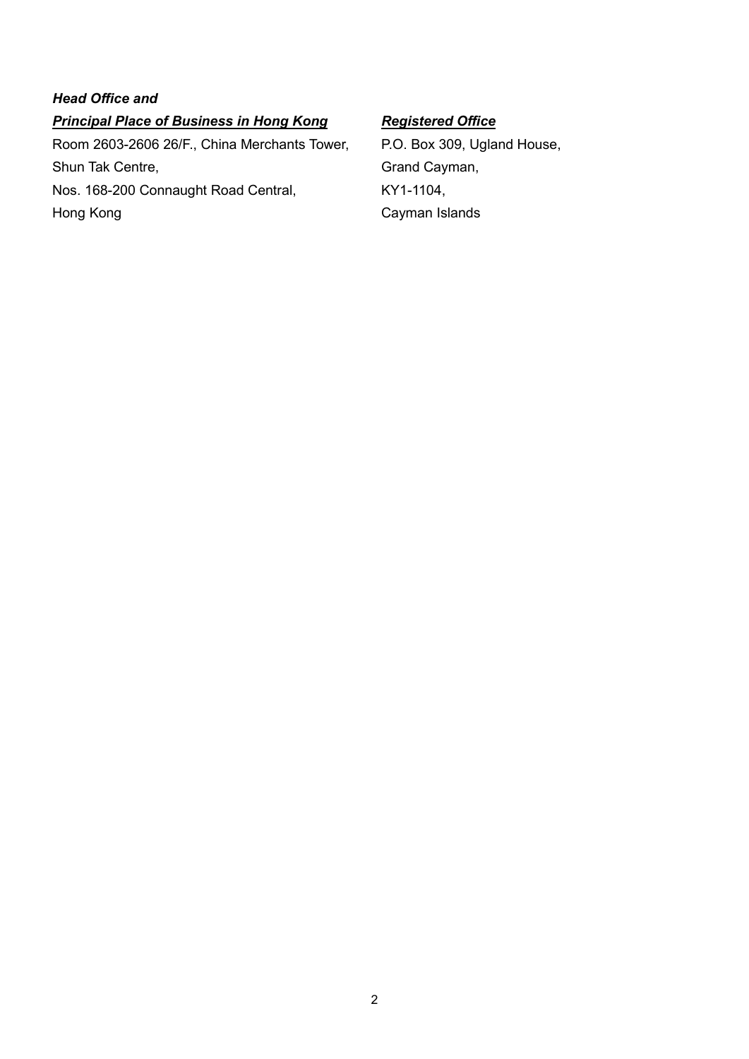***Head Office and***
***Principal Place of Business in Hong Kong***

Room 2603-2606 26/F., China Merchants Tower,
Shun Tak Centre,
Nos. 168-200 Connaught Road Central,
Hong Kong

***Registered Office***

P.O. Box 309, Ugland House,
Grand Cayman,
KY1-1104,
Cayman Islands